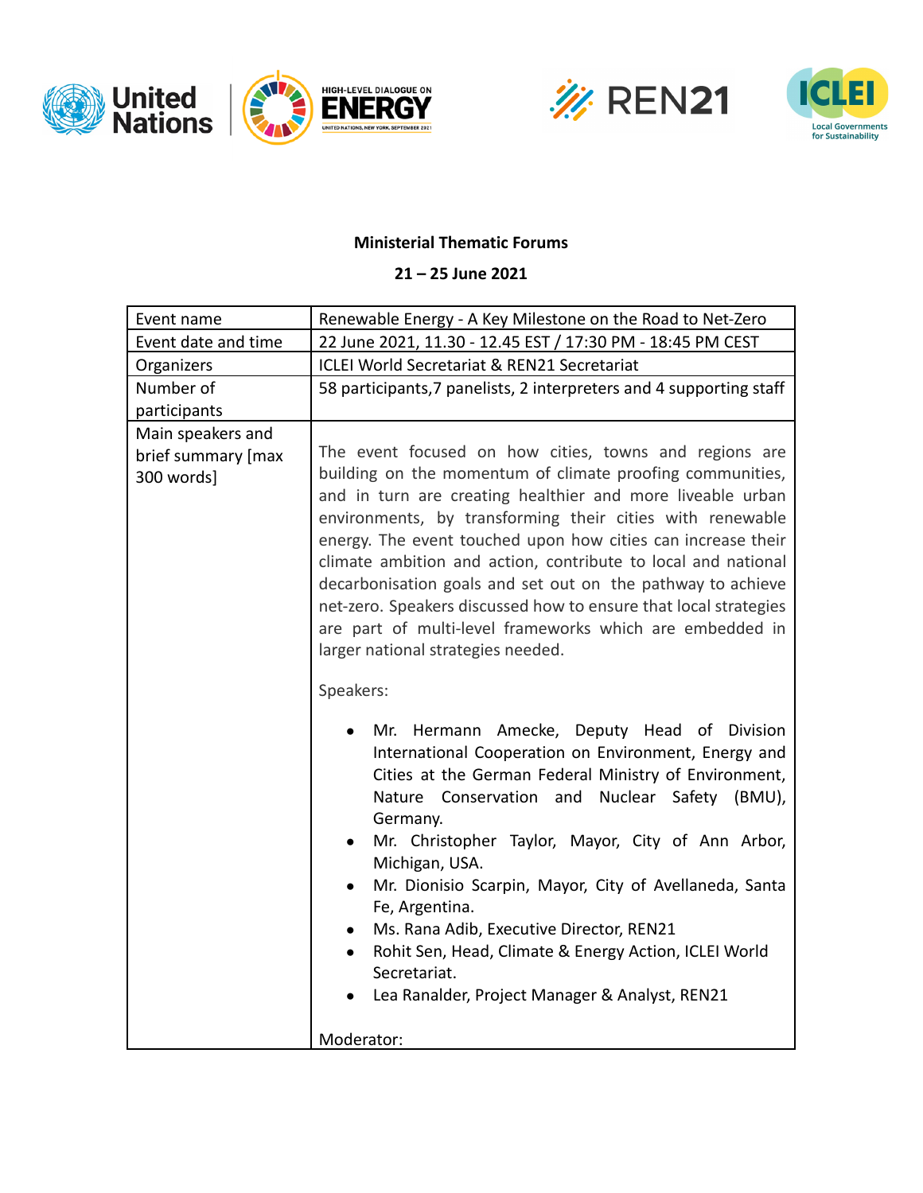**Ministerial Thematic Forums**

**21 – 25 June 2021**

| Event name | Renewable Energy - A Key Milestone on the Road to Net-Zero |
|---|---|
| Event date and time | 22 June 2021, 11.30 - 12.45 EST / 17:30 PM - 18:45 PM CEST |
| Organizers | ICLEI World Secretariat & REN21 Secretariat |
| Number of participants | 58 participants,7 panelists, 2 interpreters and 4 supporting staff |
| Main speakers and brief summary [max 300 words] | The event focused on how cities, towns and regions are building on the momentum of climate proofing communities, and in turn are creating healthier and more liveable urban environments, by transforming their cities with renewable energy. The event touched upon how cities can increase their climate ambition and action, contribute to local and national decarbonisation goals and set out on the pathway to achieve net-zero. Speakers discussed how to ensure that local strategies are part of multi-level frameworks which are embedded in larger national strategies needed.<br><br>Speakers:<br><br>• Mr. Hermann Amecke, Deputy Head of Division International Cooperation on Environment, Energy and Cities at the German Federal Ministry of Environment, Nature Conservation and Nuclear Safety (BMU), Germany.<br>• Mr. Christopher Taylor, Mayor, City of Ann Arbor, Michigan, USA.<br>• Mr. Dionisio Scarpin, Mayor, City of Avellaneda, Santa Fe, Argentina.<br>• Ms. Rana Adib, Executive Director, REN21<br>• Rohit Sen, Head, Climate & Energy Action, ICLEI World Secretariat.<br>• Lea Ranalder, Project Manager & Analyst, REN21<br><br>Moderator: |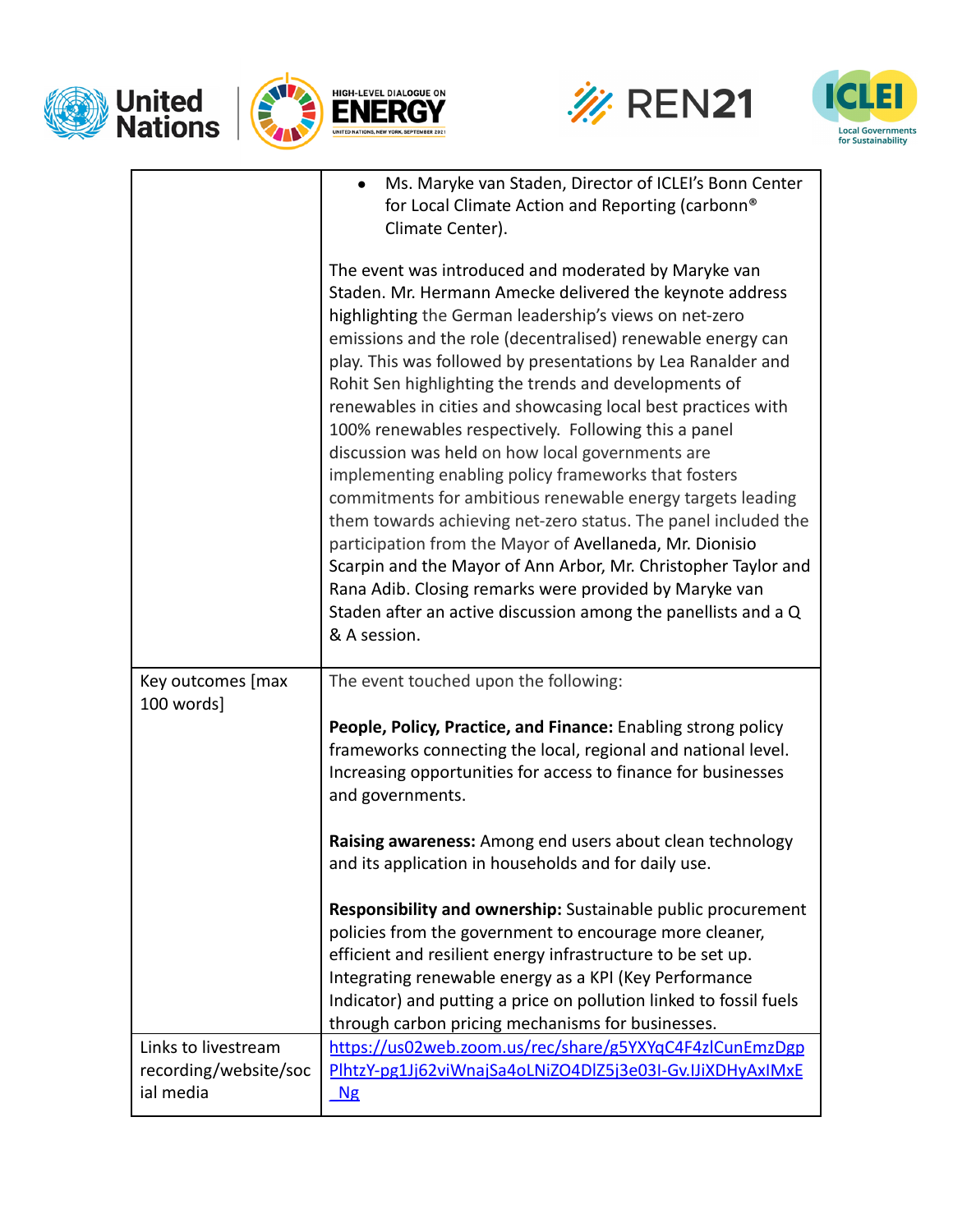| | |
|---|---|
| | • Ms. Maryke van Staden, Director of ICLEI's Bonn Center for Local Climate Action and Reporting (carbonn® Climate Center).<br><br>The event was introduced and moderated by Maryke van Staden. Mr. Hermann Amecke delivered the keynote address highlighting the German leadership's views on net-zero emissions and the role (decentralised) renewable energy can play. This was followed by presentations by Lea Ranalder and Rohit Sen highlighting the trends and developments of renewables in cities and showcasing local best practices with 100% renewables respectively. Following this a panel discussion was held on how local governments are implementing enabling policy frameworks that fosters commitments for ambitious renewable energy targets leading them towards achieving net-zero status. The panel included the participation from the Mayor of Avellaneda, Mr. Dionisio Scarpin and the Mayor of Ann Arbor, Mr. Christopher Taylor and Rana Adib. Closing remarks were provided by Maryke van Staden after an active discussion among the panellists and a Q & A session. |
| Key outcomes [max 100 words] | The event touched upon the following:<br><br>**People, Policy, Practice, and Finance:** Enabling strong policy frameworks connecting the local, regional and national level. Increasing opportunities for access to finance for businesses and governments.<br><br>**Raising awareness:** Among end users about clean technology and its application in households and for daily use.<br><br>**Responsibility and ownership:** Sustainable public procurement policies from the government to encourage more cleaner, efficient and resilient energy infrastructure to be set up. Integrating renewable energy as a KPI (Key Performance Indicator) and putting a price on pollution linked to fossil fuels through carbon pricing mechanisms for businesses. |
| Links to livestream recording/website/social media | https://us02web.zoom.us/rec/share/g5YXYqC4F4zlCunEmzDgpPlhtzY-pg1Jj62viWnajSa4oLNiZO4DlZ5j3e03I-Gv.IJiXDHyAxIMxE_Ng |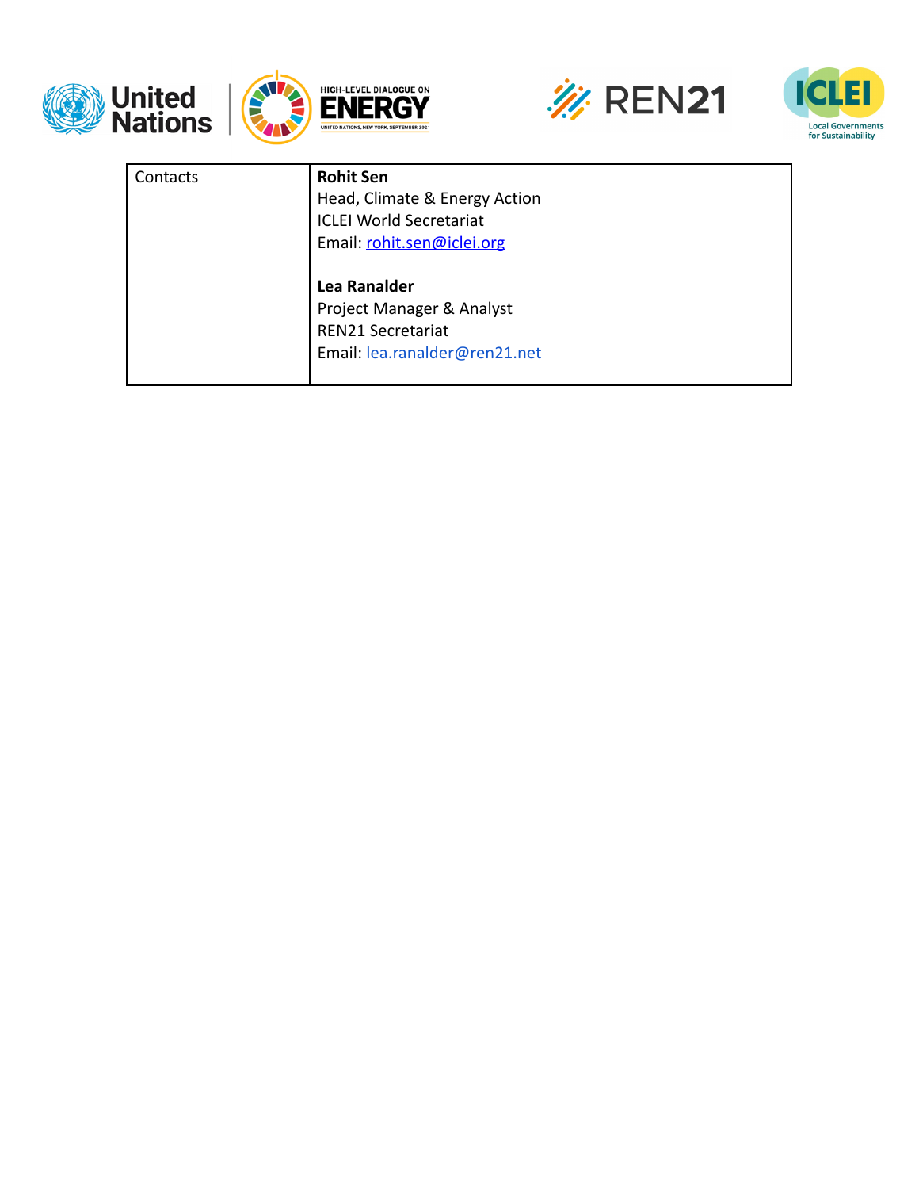| | |
|---|---|
| Contacts | **Rohit Sen**<br>Head, Climate & Energy Action<br>ICLEI World Secretariat<br>Email: rohit.sen@iclei.org<br><br>**Lea Ranalder**<br>Project Manager & Analyst<br>REN21 Secretariat<br>Email: lea.ranalder@ren21.net |